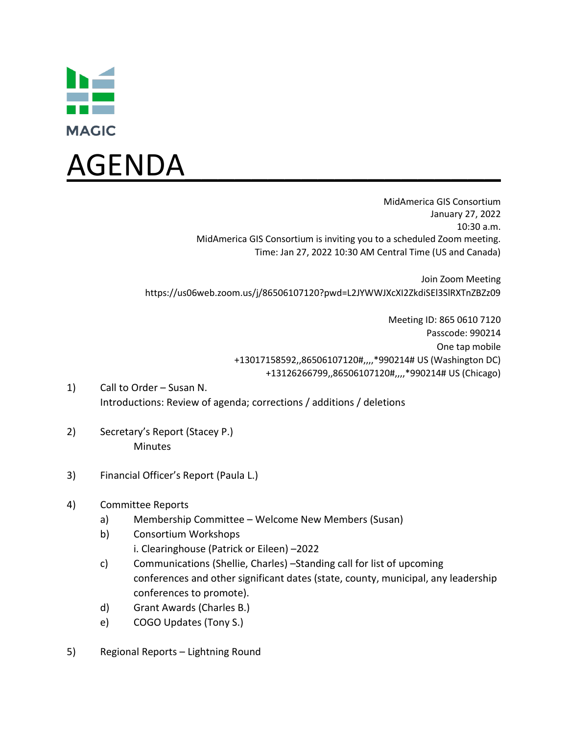MAGIC

# AGENDA

MidAmerica GIS Consortium
January 27, 2022
10:30 a.m.
MidAmerica GIS Consortium is inviting you to a scheduled Zoom meeting.
Time: Jan 27, 2022 10:30 AM Central Time (US and Canada)

Join Zoom Meeting
https://us06web.zoom.us/j/86506107120?pwd=L2JYWWJXcXI2ZkdiSEl3SlRXTnZBZz09

Meeting ID: 865 0610 7120
Passcode: 990214
One tap mobile
+13017158592,,86506107120#,,,,*990214# US (Washington DC)
+13126266799,,86506107120#,,,,*990214# US (Chicago)

1) Call to Order – Susan N.
   Introductions: Review of agenda; corrections / additions / deletions

2) Secretary's Report (Stacey P.)
   Minutes

3) Financial Officer's Report (Paula L.)

4) Committee Reports
   a) Membership Committee – Welcome New Members (Susan)
   b) Consortium Workshops
      i. Clearinghouse (Patrick or Eileen) –2022
   c) Communications (Shellie, Charles) –Standing call for list of upcoming conferences and other significant dates (state, county, municipal, any leadership conferences to promote).
   d) Grant Awards (Charles B.)
   e) COGO Updates (Tony S.)

5) Regional Reports – Lightning Round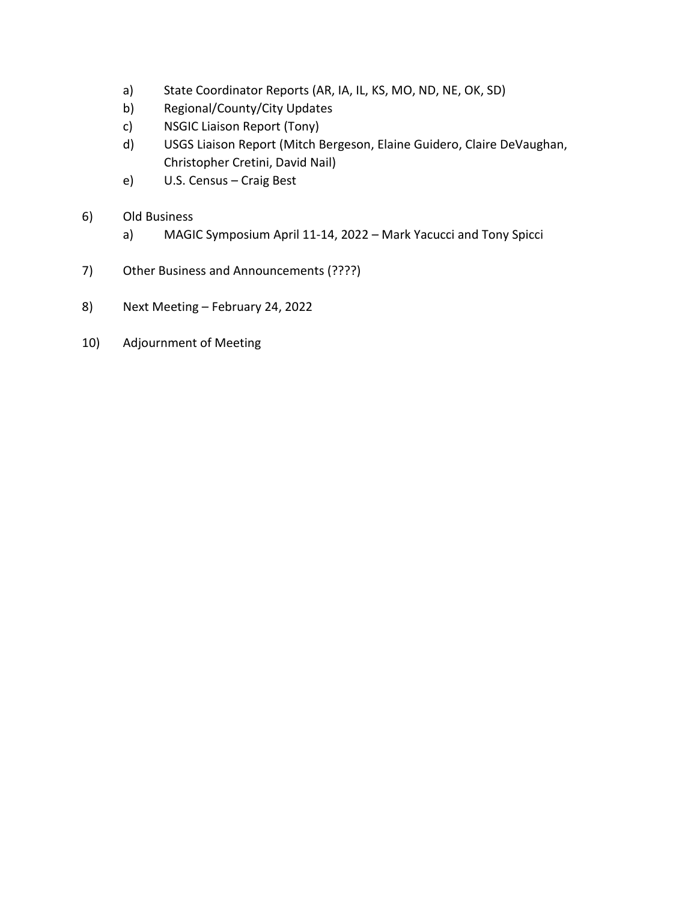a) State Coordinator Reports (AR, IA, IL, KS, MO, ND, NE, OK, SD)
b) Regional/County/City Updates
c) NSGIC Liaison Report (Tony)
d) USGS Liaison Report (Mitch Bergeson, Elaine Guidero, Claire DeVaughan, Christopher Cretini, David Nail)
e) U.S. Census – Craig Best

6) Old Business
   a) MAGIC Symposium April 11-14, 2022 – Mark Yacucci and Tony Spicci

7) Other Business and Announcements (????)

8) Next Meeting – February 24, 2022

10) Adjournment of Meeting